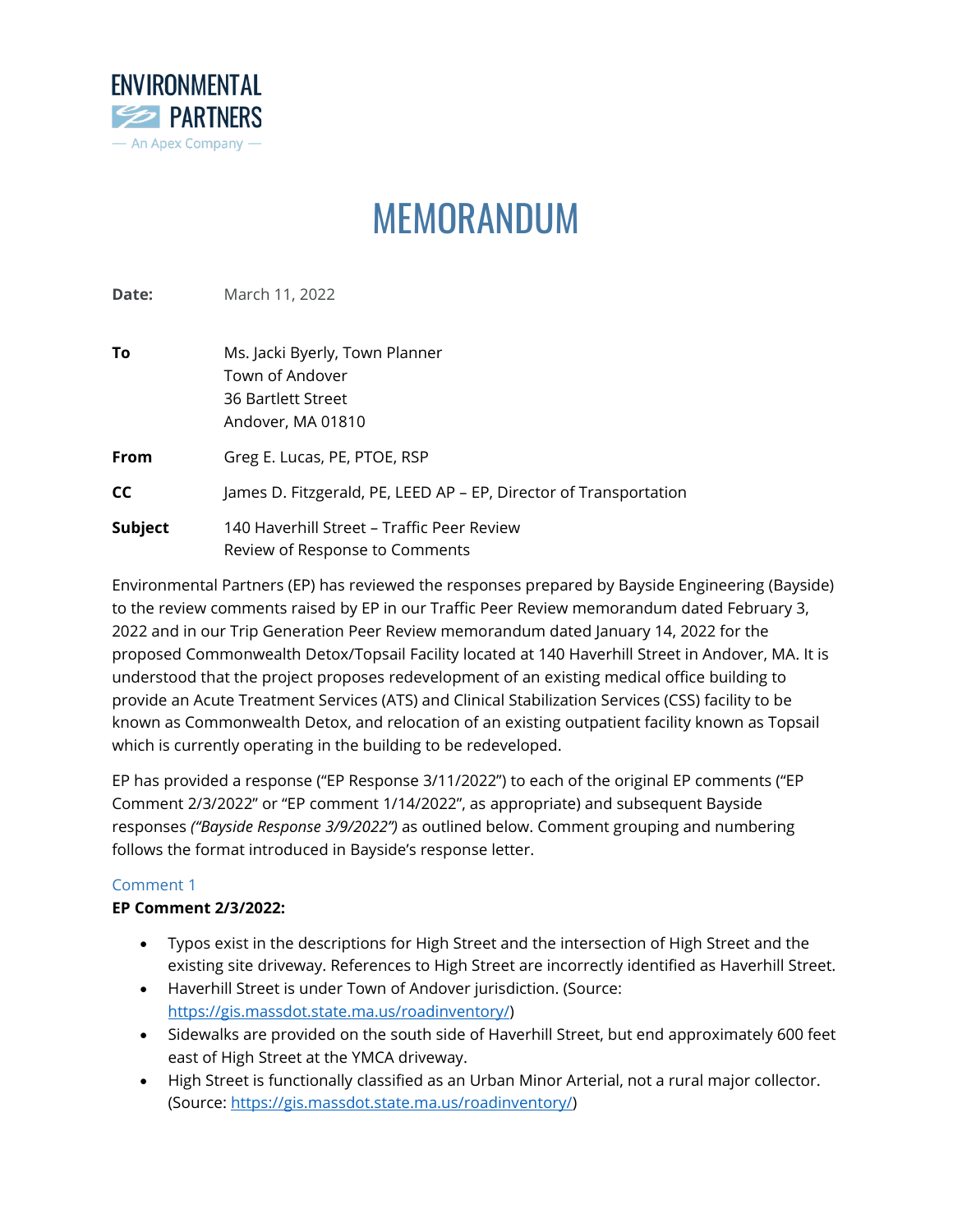ENVIRONMENTAL PARTNERS

— An Apex Company —

# MEMORANDUM

**Date:** March 11, 2022

**To** Ms. Jacki Byerly, Town Planner
Town of Andover
36 Bartlett Street
Andover, MA 01810

**From** Greg E. Lucas, PE, PTOE, RSP

**CC** James D. Fitzgerald, PE, LEED AP – EP, Director of Transportation

**Subject** 140 Haverhill Street – Traffic Peer Review
Review of Response to Comments

Environmental Partners (EP) has reviewed the responses prepared by Bayside Engineering (Bayside) to the review comments raised by EP in our Traffic Peer Review memorandum dated February 3, 2022 and in our Trip Generation Peer Review memorandum dated January 14, 2022 for the proposed Commonwealth Detox/Topsail Facility located at 140 Haverhill Street in Andover, MA. It is understood that the project proposes redevelopment of an existing medical office building to provide an Acute Treatment Services (ATS) and Clinical Stabilization Services (CSS) facility to be known as Commonwealth Detox, and relocation of an existing outpatient facility known as Topsail which is currently operating in the building to be redeveloped.

EP has provided a response ("EP Response 3/11/2022") to each of the original EP comments ("EP Comment 2/3/2022" or "EP comment 1/14/2022", as appropriate) and subsequent Bayside responses *("Bayside Response 3/9/2022")* as outlined below. Comment grouping and numbering follows the format introduced in Bayside's response letter.

## Comment 1

**EP Comment 2/3/2022:**

- Typos exist in the descriptions for High Street and the intersection of High Street and the existing site driveway. References to High Street are incorrectly identified as Haverhill Street.
- Haverhill Street is under Town of Andover jurisdiction. (Source: https://gis.massdot.state.ma.us/roadinventory/)
- Sidewalks are provided on the south side of Haverhill Street, but end approximately 600 feet east of High Street at the YMCA driveway.
- High Street is functionally classified as an Urban Minor Arterial, not a rural major collector. (Source: https://gis.massdot.state.ma.us/roadinventory/)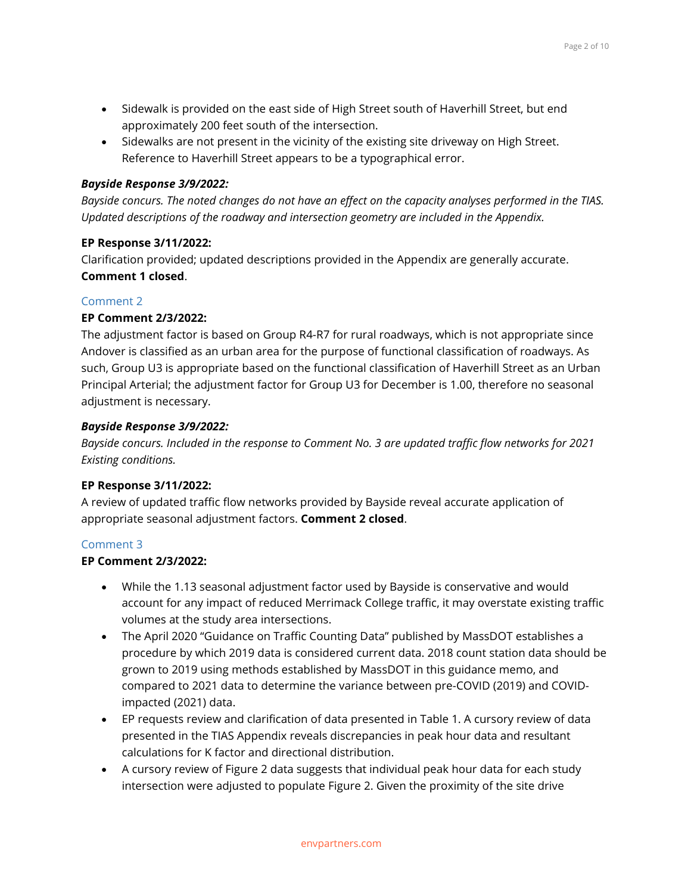- Sidewalk is provided on the east side of High Street south of Haverhill Street, but end approximately 200 feet south of the intersection.
- Sidewalks are not present in the vicinity of the existing site driveway on High Street. Reference to Haverhill Street appears to be a typographical error.

***Bayside Response 3/9/2022:***

*Bayside concurs. The noted changes do not have an effect on the capacity analyses performed in the TIAS. Updated descriptions of the roadway and intersection geometry are included in the Appendix.*

**EP Response 3/11/2022:**

Clarification provided; updated descriptions provided in the Appendix are generally accurate. **Comment 1 closed**.

### Comment 2

**EP Comment 2/3/2022:**

The adjustment factor is based on Group R4-R7 for rural roadways, which is not appropriate since Andover is classified as an urban area for the purpose of functional classification of roadways. As such, Group U3 is appropriate based on the functional classification of Haverhill Street as an Urban Principal Arterial; the adjustment factor for Group U3 for December is 1.00, therefore no seasonal adjustment is necessary.

***Bayside Response 3/9/2022:***

*Bayside concurs. Included in the response to Comment No. 3 are updated traffic flow networks for 2021 Existing conditions.*

**EP Response 3/11/2022:**

A review of updated traffic flow networks provided by Bayside reveal accurate application of appropriate seasonal adjustment factors. **Comment 2 closed**.

### Comment 3

**EP Comment 2/3/2022:**

- While the 1.13 seasonal adjustment factor used by Bayside is conservative and would account for any impact of reduced Merrimack College traffic, it may overstate existing traffic volumes at the study area intersections.
- The April 2020 "Guidance on Traffic Counting Data" published by MassDOT establishes a procedure by which 2019 data is considered current data. 2018 count station data should be grown to 2019 using methods established by MassDOT in this guidance memo, and compared to 2021 data to determine the variance between pre-COVID (2019) and COVID-impacted (2021) data.
- EP requests review and clarification of data presented in Table 1. A cursory review of data presented in the TIAS Appendix reveals discrepancies in peak hour data and resultant calculations for K factor and directional distribution.
- A cursory review of Figure 2 data suggests that individual peak hour data for each study intersection were adjusted to populate Figure 2. Given the proximity of the site drive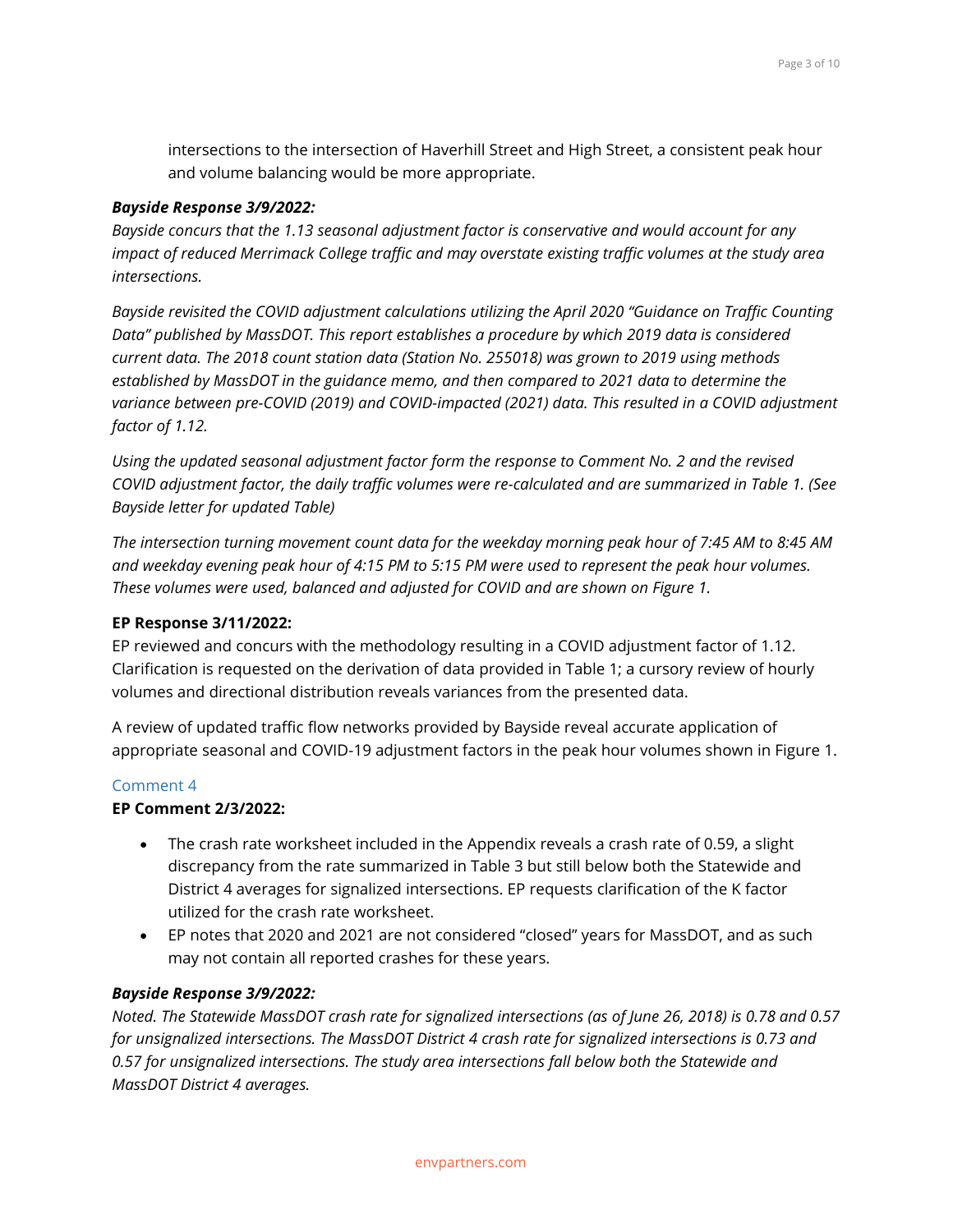intersections to the intersection of Haverhill Street and High Street, a consistent peak hour and volume balancing would be more appropriate.

***Bayside Response 3/9/2022:***

*Bayside concurs that the 1.13 seasonal adjustment factor is conservative and would account for any impact of reduced Merrimack College traffic and may overstate existing traffic volumes at the study area intersections.*

*Bayside revisited the COVID adjustment calculations utilizing the April 2020 "Guidance on Traffic Counting Data" published by MassDOT. This report establishes a procedure by which 2019 data is considered current data. The 2018 count station data (Station No. 255018) was grown to 2019 using methods established by MassDOT in the guidance memo, and then compared to 2021 data to determine the variance between pre-COVID (2019) and COVID-impacted (2021) data. This resulted in a COVID adjustment factor of 1.12.*

*Using the updated seasonal adjustment factor form the response to Comment No. 2 and the revised COVID adjustment factor, the daily traffic volumes were re-calculated and are summarized in Table 1. (See Bayside letter for updated Table)*

*The intersection turning movement count data for the weekday morning peak hour of 7:45 AM to 8:45 AM and weekday evening peak hour of 4:15 PM to 5:15 PM were used to represent the peak hour volumes. These volumes were used, balanced and adjusted for COVID and are shown on Figure 1.*

**EP Response 3/11/2022:**

EP reviewed and concurs with the methodology resulting in a COVID adjustment factor of 1.12. Clarification is requested on the derivation of data provided in Table 1; a cursory review of hourly volumes and directional distribution reveals variances from the presented data.

A review of updated traffic flow networks provided by Bayside reveal accurate application of appropriate seasonal and COVID-19 adjustment factors in the peak hour volumes shown in Figure 1.

## Comment 4

**EP Comment 2/3/2022:**

- The crash rate worksheet included in the Appendix reveals a crash rate of 0.59, a slight discrepancy from the rate summarized in Table 3 but still below both the Statewide and District 4 averages for signalized intersections. EP requests clarification of the K factor utilized for the crash rate worksheet.
- EP notes that 2020 and 2021 are not considered "closed" years for MassDOT, and as such may not contain all reported crashes for these years.

***Bayside Response 3/9/2022:***

*Noted. The Statewide MassDOT crash rate for signalized intersections (as of June 26, 2018) is 0.78 and 0.57 for unsignalized intersections. The MassDOT District 4 crash rate for signalized intersections is 0.73 and 0.57 for unsignalized intersections. The study area intersections fall below both the Statewide and MassDOT District 4 averages.*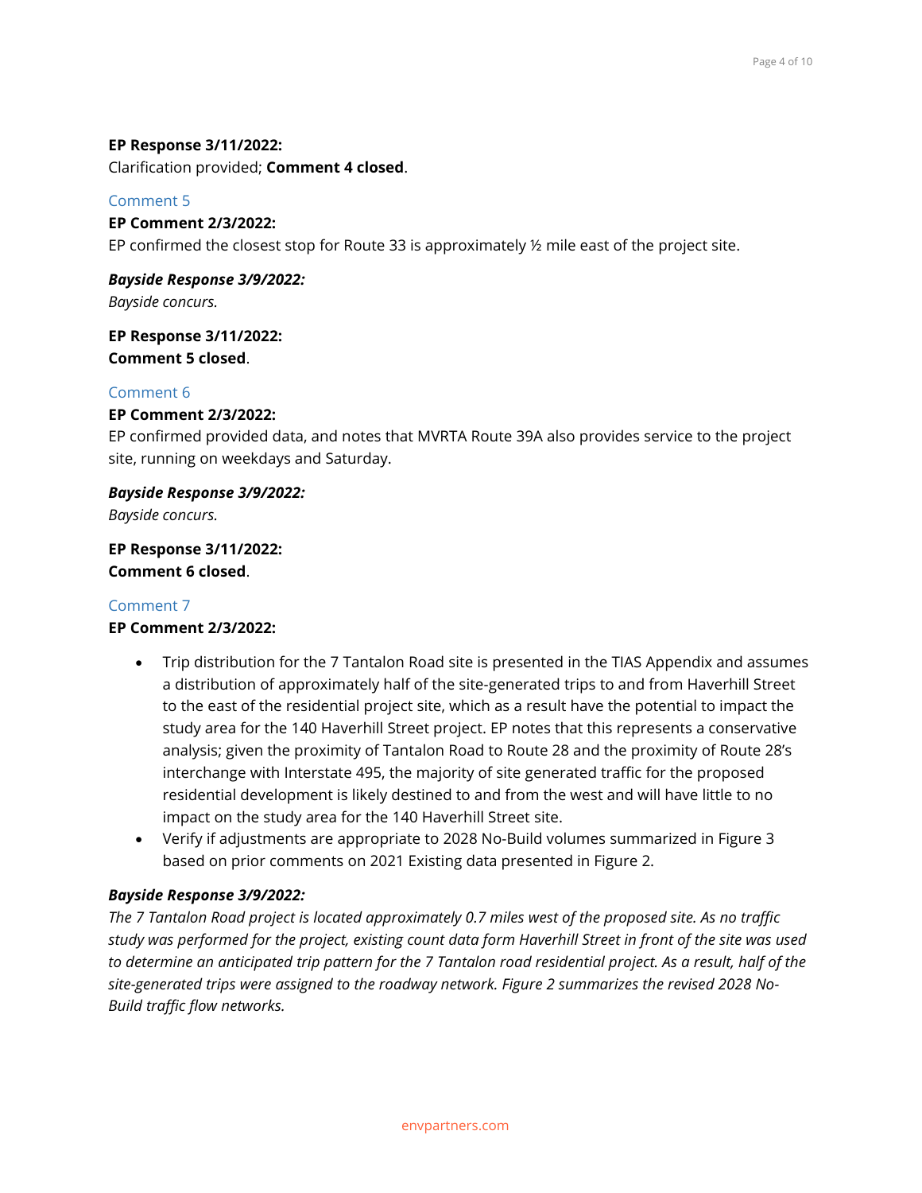**EP Response 3/11/2022:**
Clarification provided; **Comment 4 closed**.

### Comment 5

**EP Comment 2/3/2022:**
EP confirmed the closest stop for Route 33 is approximately ½ mile east of the project site.

***Bayside Response 3/9/2022:***
*Bayside concurs.*

**EP Response 3/11/2022:**
**Comment 5 closed**.

### Comment 6

**EP Comment 2/3/2022:**
EP confirmed provided data, and notes that MVRTA Route 39A also provides service to the project site, running on weekdays and Saturday.

***Bayside Response 3/9/2022:***
*Bayside concurs.*

**EP Response 3/11/2022:**
**Comment 6 closed**.

### Comment 7

**EP Comment 2/3/2022:**

- Trip distribution for the 7 Tantalon Road site is presented in the TIAS Appendix and assumes a distribution of approximately half of the site-generated trips to and from Haverhill Street to the east of the residential project site, which as a result have the potential to impact the study area for the 140 Haverhill Street project. EP notes that this represents a conservative analysis; given the proximity of Tantalon Road to Route 28 and the proximity of Route 28's interchange with Interstate 495, the majority of site generated traffic for the proposed residential development is likely destined to and from the west and will have little to no impact on the study area for the 140 Haverhill Street site.
- Verify if adjustments are appropriate to 2028 No-Build volumes summarized in Figure 3 based on prior comments on 2021 Existing data presented in Figure 2.

***Bayside Response 3/9/2022:***
*The 7 Tantalon Road project is located approximately 0.7 miles west of the proposed site. As no traffic study was performed for the project, existing count data form Haverhill Street in front of the site was used to determine an anticipated trip pattern for the 7 Tantalon road residential project. As a result, half of the site-generated trips were assigned to the roadway network. Figure 2 summarizes the revised 2028 No-Build traffic flow networks.*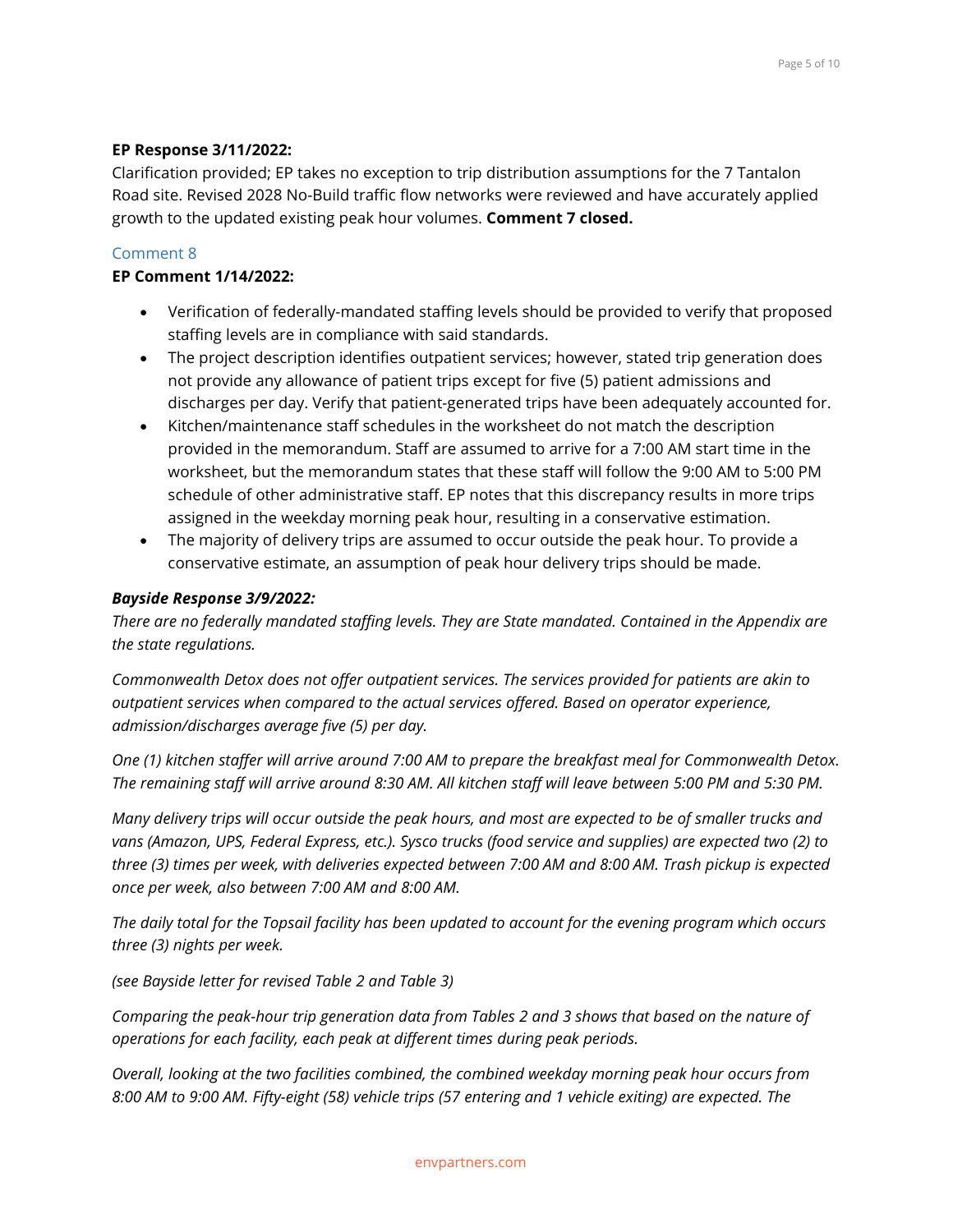**EP Response 3/11/2022:**

Clarification provided; EP takes no exception to trip distribution assumptions for the 7 Tantalon Road site. Revised 2028 No-Build traffic flow networks were reviewed and have accurately applied growth to the updated existing peak hour volumes. **Comment 7 closed.**

### Comment 8

**EP Comment 1/14/2022:**

- Verification of federally-mandated staffing levels should be provided to verify that proposed staffing levels are in compliance with said standards.
- The project description identifies outpatient services; however, stated trip generation does not provide any allowance of patient trips except for five (5) patient admissions and discharges per day. Verify that patient-generated trips have been adequately accounted for.
- Kitchen/maintenance staff schedules in the worksheet do not match the description provided in the memorandum. Staff are assumed to arrive for a 7:00 AM start time in the worksheet, but the memorandum states that these staff will follow the 9:00 AM to 5:00 PM schedule of other administrative staff. EP notes that this discrepancy results in more trips assigned in the weekday morning peak hour, resulting in a conservative estimation.
- The majority of delivery trips are assumed to occur outside the peak hour. To provide a conservative estimate, an assumption of peak hour delivery trips should be made.

***Bayside Response 3/9/2022:***

*There are no federally mandated staffing levels. They are State mandated. Contained in the Appendix are the state regulations.*

*Commonwealth Detox does not offer outpatient services. The services provided for patients are akin to outpatient services when compared to the actual services offered. Based on operator experience, admission/discharges average five (5) per day.*

*One (1) kitchen staffer will arrive around 7:00 AM to prepare the breakfast meal for Commonwealth Detox. The remaining staff will arrive around 8:30 AM. All kitchen staff will leave between 5:00 PM and 5:30 PM.*

*Many delivery trips will occur outside the peak hours, and most are expected to be of smaller trucks and vans (Amazon, UPS, Federal Express, etc.). Sysco trucks (food service and supplies) are expected two (2) to three (3) times per week, with deliveries expected between 7:00 AM and 8:00 AM. Trash pickup is expected once per week, also between 7:00 AM and 8:00 AM.*

*The daily total for the Topsail facility has been updated to account for the evening program which occurs three (3) nights per week.*

*(see Bayside letter for revised Table 2 and Table 3)*

*Comparing the peak-hour trip generation data from Tables 2 and 3 shows that based on the nature of operations for each facility, each peak at different times during peak periods.*

*Overall, looking at the two facilities combined, the combined weekday morning peak hour occurs from 8:00 AM to 9:00 AM. Fifty-eight (58) vehicle trips (57 entering and 1 vehicle exiting) are expected. The*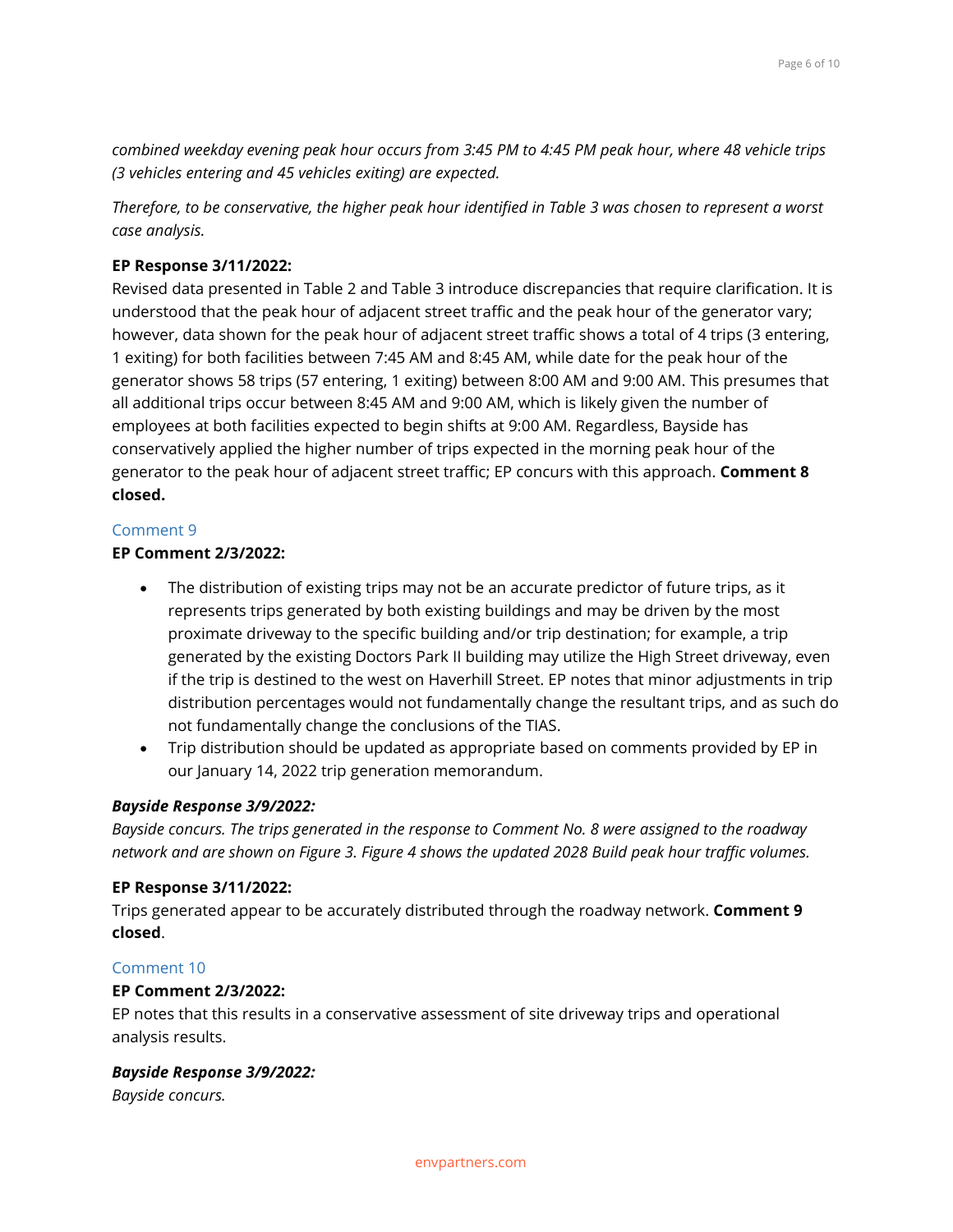*combined weekday evening peak hour occurs from 3:45 PM to 4:45 PM peak hour, where 48 vehicle trips (3 vehicles entering and 45 vehicles exiting) are expected.*

*Therefore, to be conservative, the higher peak hour identified in Table 3 was chosen to represent a worst case analysis.*

**EP Response 3/11/2022:**

Revised data presented in Table 2 and Table 3 introduce discrepancies that require clarification. It is understood that the peak hour of adjacent street traffic and the peak hour of the generator vary; however, data shown for the peak hour of adjacent street traffic shows a total of 4 trips (3 entering, 1 exiting) for both facilities between 7:45 AM and 8:45 AM, while date for the peak hour of the generator shows 58 trips (57 entering, 1 exiting) between 8:00 AM and 9:00 AM. This presumes that all additional trips occur between 8:45 AM and 9:00 AM, which is likely given the number of employees at both facilities expected to begin shifts at 9:00 AM. Regardless, Bayside has conservatively applied the higher number of trips expected in the morning peak hour of the generator to the peak hour of adjacent street traffic; EP concurs with this approach. **Comment 8 closed.**

### Comment 9

**EP Comment 2/3/2022:**

- The distribution of existing trips may not be an accurate predictor of future trips, as it represents trips generated by both existing buildings and may be driven by the most proximate driveway to the specific building and/or trip destination; for example, a trip generated by the existing Doctors Park II building may utilize the High Street driveway, even if the trip is destined to the west on Haverhill Street. EP notes that minor adjustments in trip distribution percentages would not fundamentally change the resultant trips, and as such do not fundamentally change the conclusions of the TIAS.
- Trip distribution should be updated as appropriate based on comments provided by EP in our January 14, 2022 trip generation memorandum.

***Bayside Response 3/9/2022:***

*Bayside concurs. The trips generated in the response to Comment No. 8 were assigned to the roadway network and are shown on Figure 3. Figure 4 shows the updated 2028 Build peak hour traffic volumes.*

**EP Response 3/11/2022:**

Trips generated appear to be accurately distributed through the roadway network. **Comment 9 closed**.

### Comment 10

**EP Comment 2/3/2022:**

EP notes that this results in a conservative assessment of site driveway trips and operational analysis results.

***Bayside Response 3/9/2022:***

*Bayside concurs.*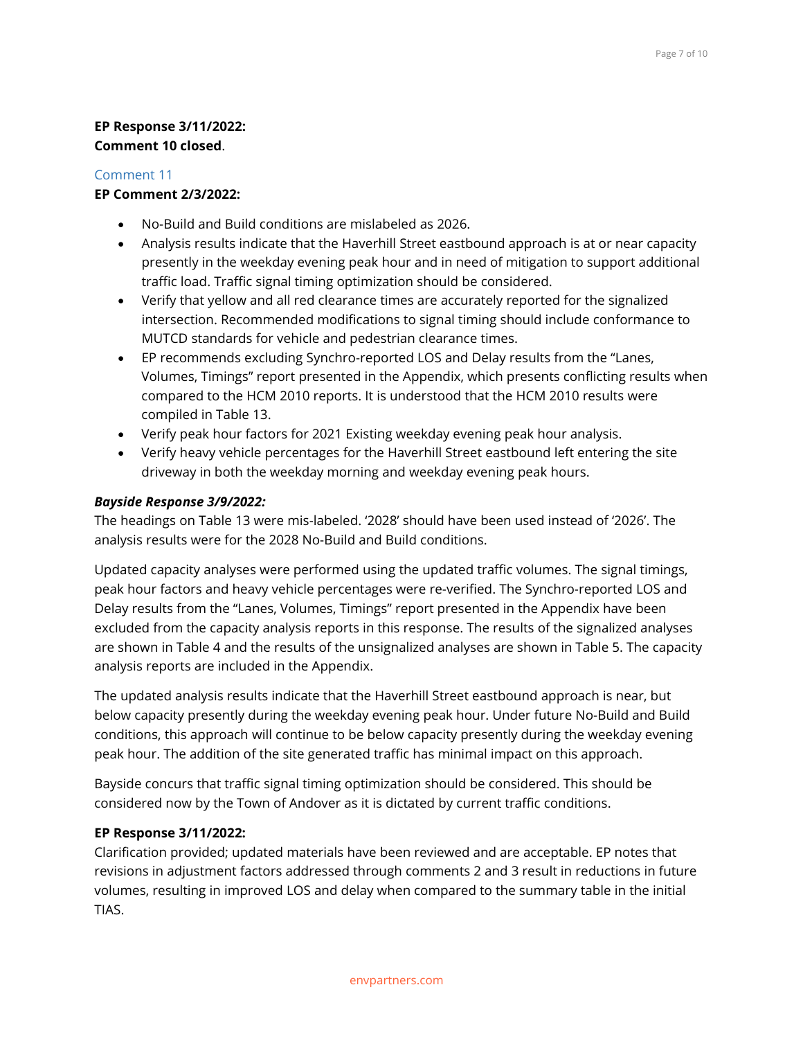**EP Response 3/11/2022:**
**Comment 10 closed**.

### Comment 11

**EP Comment 2/3/2022:**

- No-Build and Build conditions are mislabeled as 2026.
- Analysis results indicate that the Haverhill Street eastbound approach is at or near capacity presently in the weekday evening peak hour and in need of mitigation to support additional traffic load. Traffic signal timing optimization should be considered.
- Verify that yellow and all red clearance times are accurately reported for the signalized intersection. Recommended modifications to signal timing should include conformance to MUTCD standards for vehicle and pedestrian clearance times.
- EP recommends excluding Synchro-reported LOS and Delay results from the "Lanes, Volumes, Timings" report presented in the Appendix, which presents conflicting results when compared to the HCM 2010 reports. It is understood that the HCM 2010 results were compiled in Table 13.
- Verify peak hour factors for 2021 Existing weekday evening peak hour analysis.
- Verify heavy vehicle percentages for the Haverhill Street eastbound left entering the site driveway in both the weekday morning and weekday evening peak hours.

***Bayside Response 3/9/2022:***

The headings on Table 13 were mis-labeled. '2028' should have been used instead of '2026'. The analysis results were for the 2028 No-Build and Build conditions.

Updated capacity analyses were performed using the updated traffic volumes. The signal timings, peak hour factors and heavy vehicle percentages were re-verified. The Synchro-reported LOS and Delay results from the "Lanes, Volumes, Timings" report presented in the Appendix have been excluded from the capacity analysis reports in this response. The results of the signalized analyses are shown in Table 4 and the results of the unsignalized analyses are shown in Table 5. The capacity analysis reports are included in the Appendix.

The updated analysis results indicate that the Haverhill Street eastbound approach is near, but below capacity presently during the weekday evening peak hour. Under future No-Build and Build conditions, this approach will continue to be below capacity presently during the weekday evening peak hour. The addition of the site generated traffic has minimal impact on this approach.

Bayside concurs that traffic signal timing optimization should be considered. This should be considered now by the Town of Andover as it is dictated by current traffic conditions.

**EP Response 3/11/2022:**

Clarification provided; updated materials have been reviewed and are acceptable. EP notes that revisions in adjustment factors addressed through comments 2 and 3 result in reductions in future volumes, resulting in improved LOS and delay when compared to the summary table in the initial TIAS.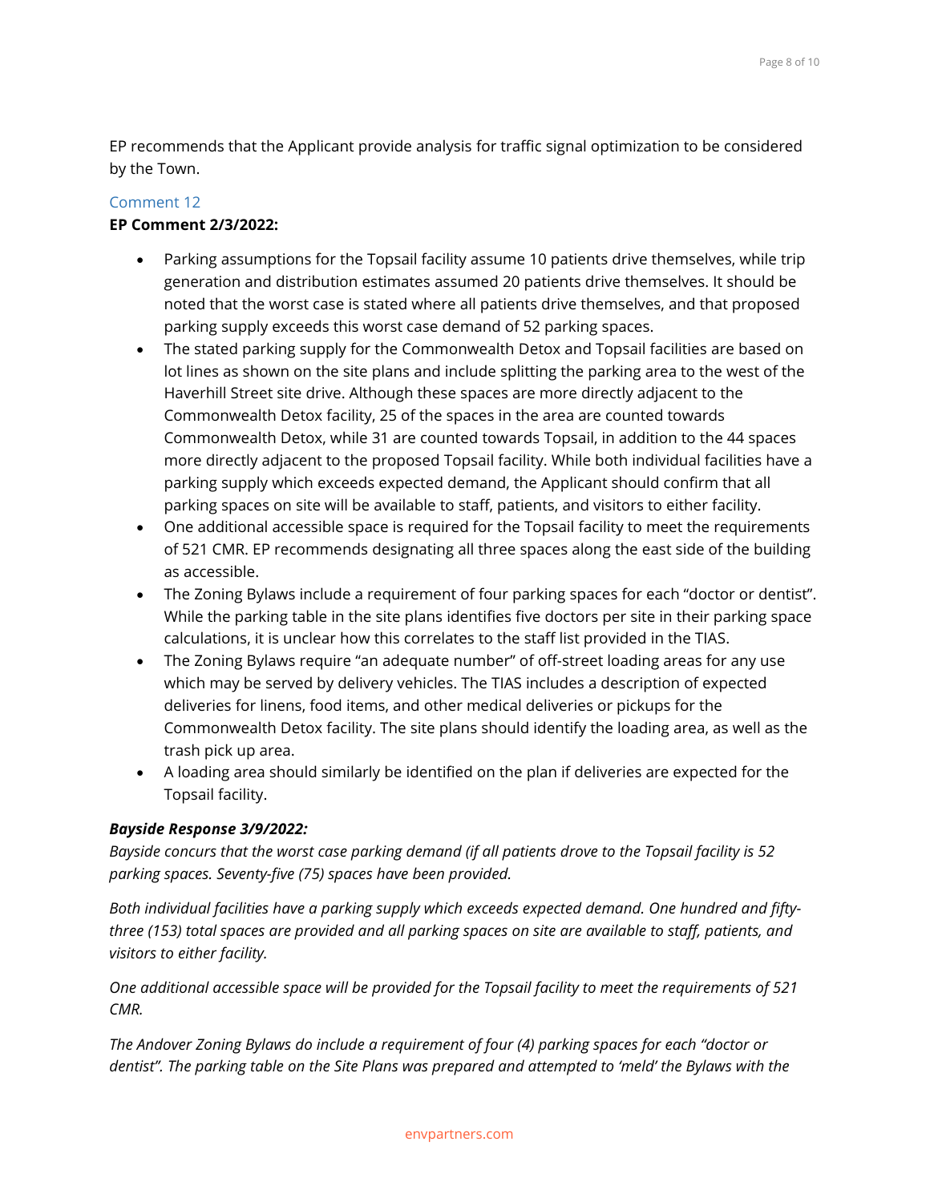EP recommends that the Applicant provide analysis for traffic signal optimization to be considered by the Town.

### Comment 12

**EP Comment 2/3/2022:**

- Parking assumptions for the Topsail facility assume 10 patients drive themselves, while trip generation and distribution estimates assumed 20 patients drive themselves. It should be noted that the worst case is stated where all patients drive themselves, and that proposed parking supply exceeds this worst case demand of 52 parking spaces.
- The stated parking supply for the Commonwealth Detox and Topsail facilities are based on lot lines as shown on the site plans and include splitting the parking area to the west of the Haverhill Street site drive. Although these spaces are more directly adjacent to the Commonwealth Detox facility, 25 of the spaces in the area are counted towards Commonwealth Detox, while 31 are counted towards Topsail, in addition to the 44 spaces more directly adjacent to the proposed Topsail facility. While both individual facilities have a parking supply which exceeds expected demand, the Applicant should confirm that all parking spaces on site will be available to staff, patients, and visitors to either facility.
- One additional accessible space is required for the Topsail facility to meet the requirements of 521 CMR. EP recommends designating all three spaces along the east side of the building as accessible.
- The Zoning Bylaws include a requirement of four parking spaces for each "doctor or dentist". While the parking table in the site plans identifies five doctors per site in their parking space calculations, it is unclear how this correlates to the staff list provided in the TIAS.
- The Zoning Bylaws require "an adequate number" of off-street loading areas for any use which may be served by delivery vehicles. The TIAS includes a description of expected deliveries for linens, food items, and other medical deliveries or pickups for the Commonwealth Detox facility. The site plans should identify the loading area, as well as the trash pick up area.
- A loading area should similarly be identified on the plan if deliveries are expected for the Topsail facility.

***Bayside Response 3/9/2022:***

*Bayside concurs that the worst case parking demand (if all patients drove to the Topsail facility is 52 parking spaces. Seventy-five (75) spaces have been provided.*

*Both individual facilities have a parking supply which exceeds expected demand. One hundred and fifty-three (153) total spaces are provided and all parking spaces on site are available to staff, patients, and visitors to either facility.*

*One additional accessible space will be provided for the Topsail facility to meet the requirements of 521 CMR.*

*The Andover Zoning Bylaws do include a requirement of four (4) parking spaces for each "doctor or dentist". The parking table on the Site Plans was prepared and attempted to 'meld' the Bylaws with the*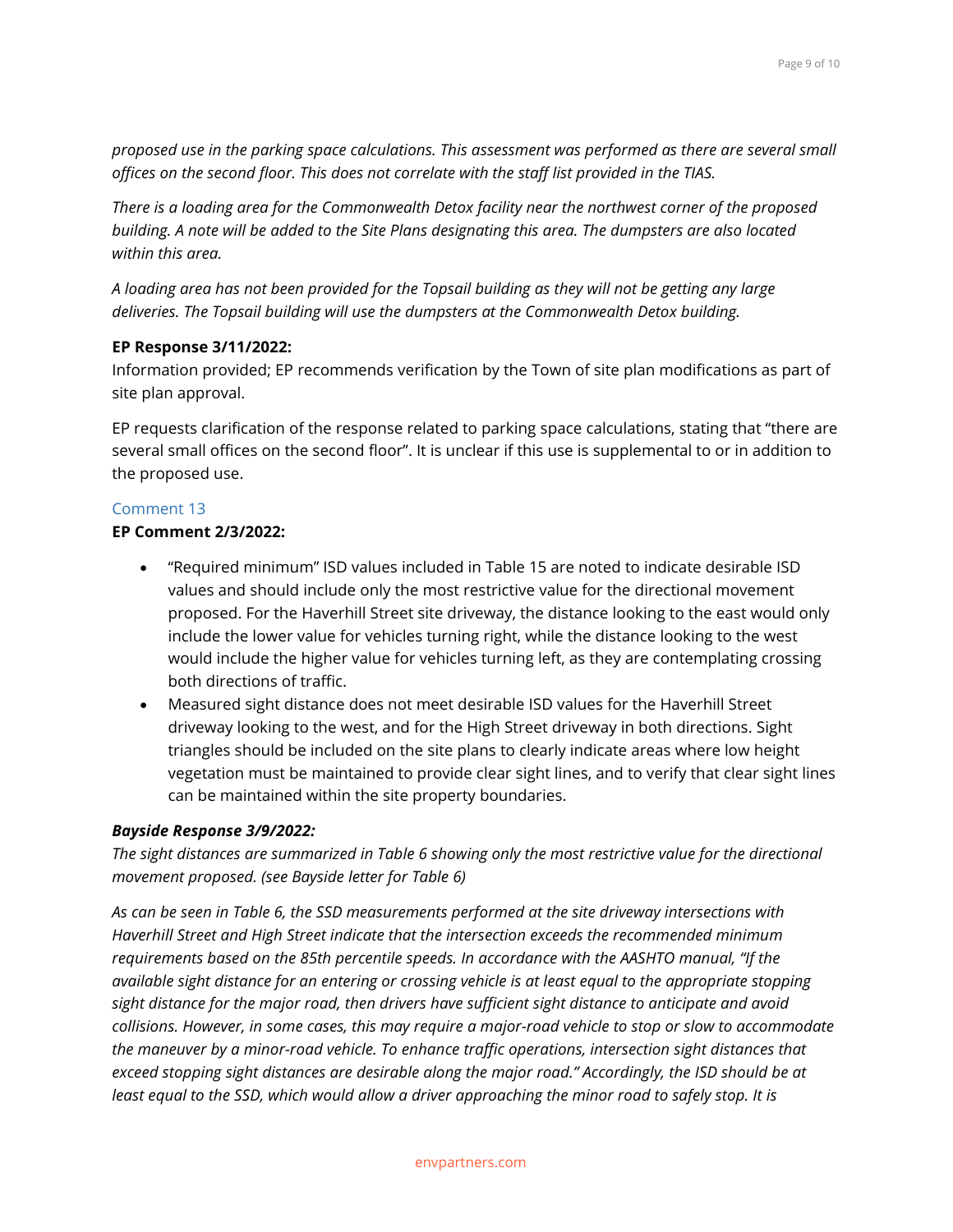*proposed use in the parking space calculations. This assessment was performed as there are several small offices on the second floor. This does not correlate with the staff list provided in the TIAS.*

*There is a loading area for the Commonwealth Detox facility near the northwest corner of the proposed building. A note will be added to the Site Plans designating this area. The dumpsters are also located within this area.*

*A loading area has not been provided for the Topsail building as they will not be getting any large deliveries. The Topsail building will use the dumpsters at the Commonwealth Detox building.*

**EP Response 3/11/2022:**
Information provided; EP recommends verification by the Town of site plan modifications as part of site plan approval.

EP requests clarification of the response related to parking space calculations, stating that "there are several small offices on the second floor". It is unclear if this use is supplemental to or in addition to the proposed use.

### Comment 13

**EP Comment 2/3/2022:**

- "Required minimum" ISD values included in Table 15 are noted to indicate desirable ISD values and should include only the most restrictive value for the directional movement proposed. For the Haverhill Street site driveway, the distance looking to the east would only include the lower value for vehicles turning right, while the distance looking to the west would include the higher value for vehicles turning left, as they are contemplating crossing both directions of traffic.
- Measured sight distance does not meet desirable ISD values for the Haverhill Street driveway looking to the west, and for the High Street driveway in both directions. Sight triangles should be included on the site plans to clearly indicate areas where low height vegetation must be maintained to provide clear sight lines, and to verify that clear sight lines can be maintained within the site property boundaries.

***Bayside Response 3/9/2022:***
*The sight distances are summarized in Table 6 showing only the most restrictive value for the directional movement proposed. (see Bayside letter for Table 6)*

*As can be seen in Table 6, the SSD measurements performed at the site driveway intersections with Haverhill Street and High Street indicate that the intersection exceeds the recommended minimum requirements based on the 85th percentile speeds. In accordance with the AASHTO manual, "If the available sight distance for an entering or crossing vehicle is at least equal to the appropriate stopping sight distance for the major road, then drivers have sufficient sight distance to anticipate and avoid collisions. However, in some cases, this may require a major-road vehicle to stop or slow to accommodate the maneuver by a minor-road vehicle. To enhance traffic operations, intersection sight distances that exceed stopping sight distances are desirable along the major road." Accordingly, the ISD should be at least equal to the SSD, which would allow a driver approaching the minor road to safely stop. It is*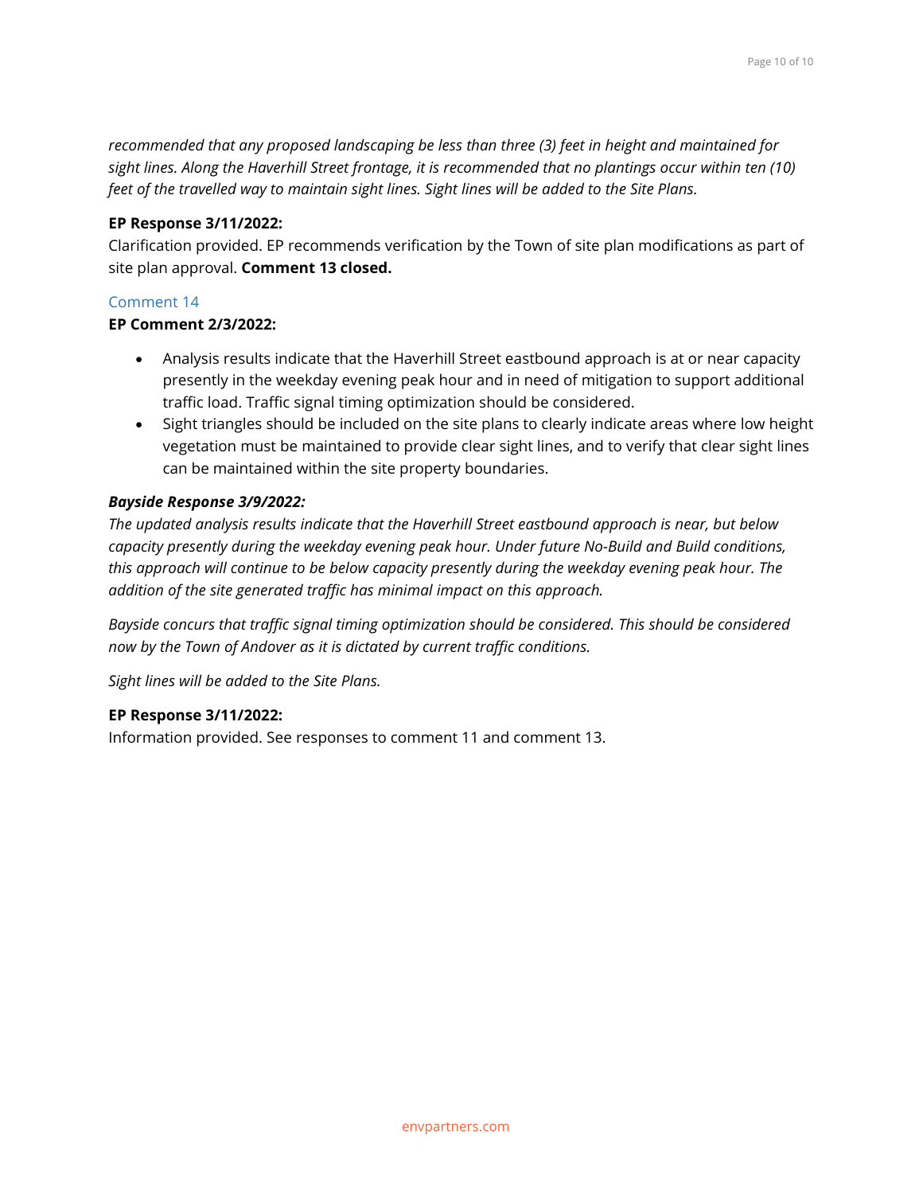*recommended that any proposed landscaping be less than three (3) feet in height and maintained for sight lines. Along the Haverhill Street frontage, it is recommended that no plantings occur within ten (10) feet of the travelled way to maintain sight lines. Sight lines will be added to the Site Plans.*

**EP Response 3/11/2022:**

Clarification provided. EP recommends verification by the Town of site plan modifications as part of site plan approval. **Comment 13 closed.**

### Comment 14

**EP Comment 2/3/2022:**

- Analysis results indicate that the Haverhill Street eastbound approach is at or near capacity presently in the weekday evening peak hour and in need of mitigation to support additional traffic load. Traffic signal timing optimization should be considered.
- Sight triangles should be included on the site plans to clearly indicate areas where low height vegetation must be maintained to provide clear sight lines, and to verify that clear sight lines can be maintained within the site property boundaries.

***Bayside Response 3/9/2022:***

*The updated analysis results indicate that the Haverhill Street eastbound approach is near, but below capacity presently during the weekday evening peak hour. Under future No-Build and Build conditions, this approach will continue to be below capacity presently during the weekday evening peak hour. The addition of the site generated traffic has minimal impact on this approach.*

*Bayside concurs that traffic signal timing optimization should be considered. This should be considered now by the Town of Andover as it is dictated by current traffic conditions.*

*Sight lines will be added to the Site Plans.*

**EP Response 3/11/2022:**

Information provided. See responses to comment 11 and comment 13.